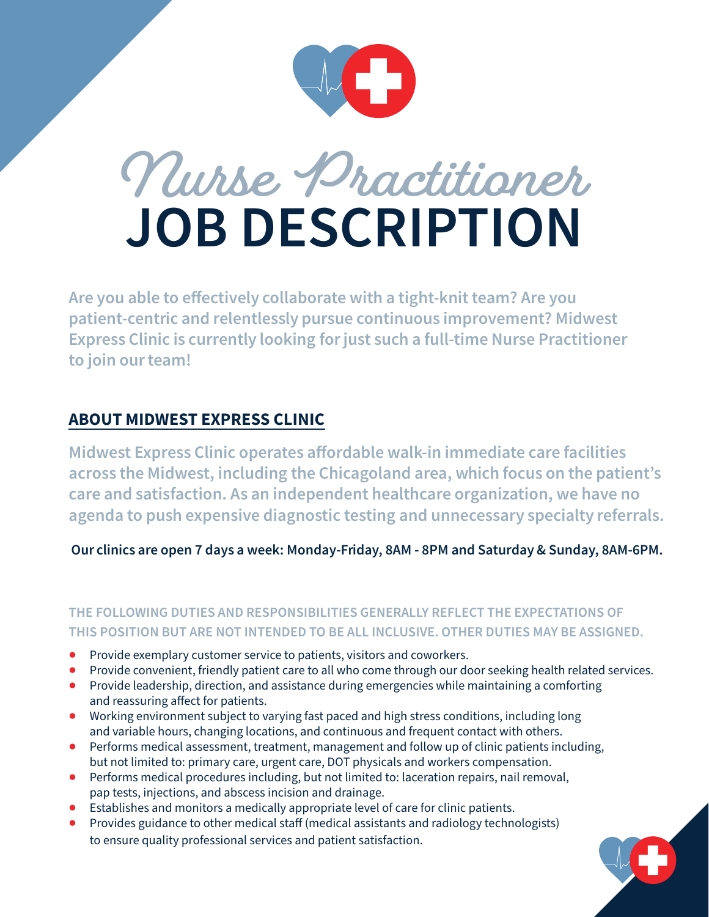# Nurse Practitioner
# JOB DESCRIPTION

**Are you able to effectively collaborate with a tight-knit team? Are you patient-centric and relentlessly pursue continuous improvement? Midwest Express Clinic is currently looking for just such a full-time Nurse Practitioner to join our team!**

## ABOUT MIDWEST EXPRESS CLINIC

**Midwest Express Clinic operates affordable walk-in immediate care facilities across the Midwest, including the Chicagoland area, which focus on the patient's care and satisfaction. As an independent healthcare organization, we have no agenda to push expensive diagnostic testing and unnecessary specialty referrals.**

**Our clinics are open 7 days a week: Monday-Friday, 8AM - 8PM and Saturday & Sunday, 8AM-6PM.**

**THE FOLLOWING DUTIES AND RESPONSIBILITIES GENERALLY REFLECT THE EXPECTATIONS OF THIS POSITION BUT ARE NOT INTENDED TO BE ALL INCLUSIVE. OTHER DUTIES MAY BE ASSIGNED.**

- Provide exemplary customer service to patients, visitors and coworkers.
- Provide convenient, friendly patient care to all who come through our door seeking health related services.
- Provide leadership, direction, and assistance during emergencies while maintaining a comforting and reassuring affect for patients.
- Working environment subject to varying fast paced and high stress conditions, including long and variable hours, changing locations, and continuous and frequent contact with others.
- Performs medical assessment, treatment, management and follow up of clinic patients including, but not limited to: primary care, urgent care, DOT physicals and workers compensation.
- Performs medical procedures including, but not limited to: laceration repairs, nail removal, pap tests, injections, and abscess incision and drainage.
- Establishes and monitors a medically appropriate level of care for clinic patients.
- Provides guidance to other medical staff (medical assistants and radiology technologists) to ensure quality professional services and patient satisfaction.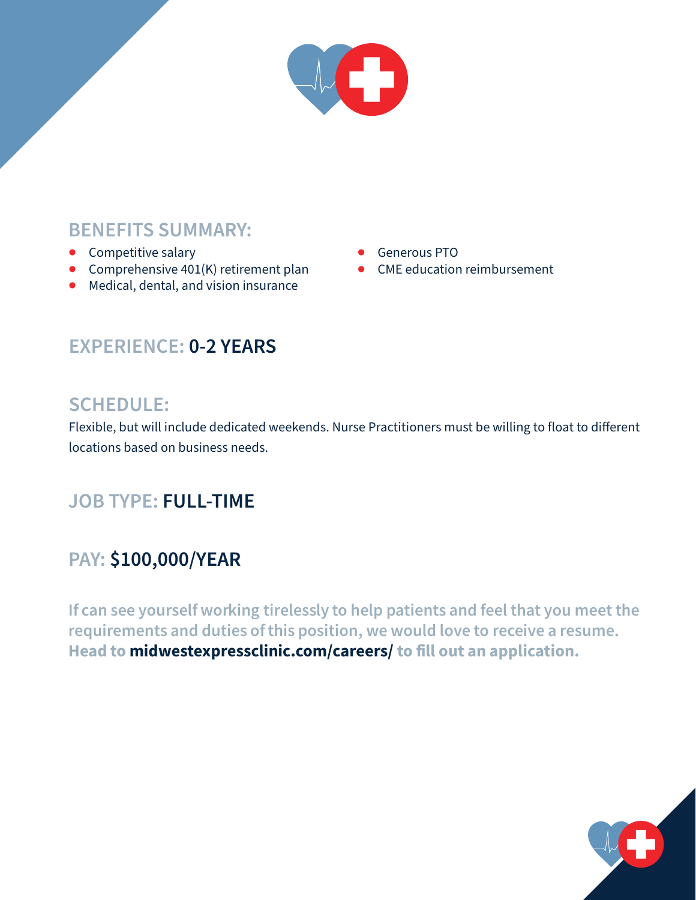## BENEFITS SUMMARY:

- Competitive salary
- Comprehensive 401(K) retirement plan
- Medical, dental, and vision insurance
- Generous PTO
- CME education reimbursement

## EXPERIENCE: **0-2 YEARS**

## SCHEDULE:

Flexible, but will include dedicated weekends. Nurse Practitioners must be willing to float to different locations based on business needs.

## JOB TYPE: **FULL-TIME**

## PAY: **$100,000/YEAR**

**If can see yourself working tirelessly to help patients and feel that you meet the requirements and duties of this position, we would love to receive a resume. Head to midwestexpressclinic.com/careers/ to fill out an application.**